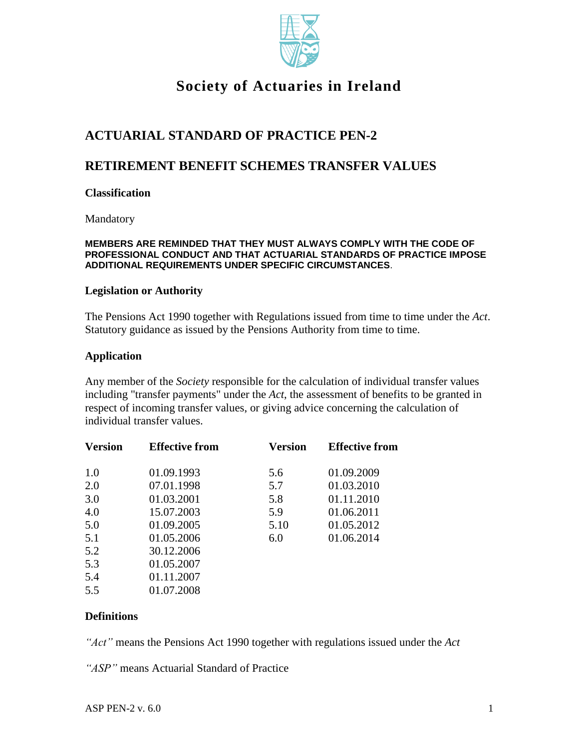# Society of Actuaries in Ireland

## ACTUARIAL STANDARD OF PRACTICE PEN-2

## RETIREMENT BENEFIT SCHEMES TRANSFER VALUES

### Classification

Mandatory

**MEMBERS ARE REMINDED THAT THEY MUST ALWAYS COMPLY WITH THE CODE OF PROFESSIONAL CONDUCT AND THAT ACTUARIAL STANDARDS OF PRACTICE IMPOSE ADDITIONAL REQUIREMENTS UNDER SPECIFIC CIRCUMSTANCES**.

### Legislation or Authority

The Pensions Act 1990 together with Regulations issued from time to time under the *Act*. Statutory guidance as issued by the Pensions Authority from time to time.

### Application

Any member of the *Society* responsible for the calculation of individual transfer values including "transfer payments" under the *Act*, the assessment of benefits to be granted in respect of incoming transfer values, or giving advice concerning the calculation of individual transfer values.

| Version | Effective from | Version | Effective from |
|---|---|---|---|
| 1.0 | 01.09.1993 | 5.6 | 01.09.2009 |
| 2.0 | 07.01.1998 | 5.7 | 01.03.2010 |
| 3.0 | 01.03.2001 | 5.8 | 01.11.2010 |
| 4.0 | 15.07.2003 | 5.9 | 01.06.2011 |
| 5.0 | 01.09.2005 | 5.10 | 01.05.2012 |
| 5.1 | 01.05.2006 | 6.0 | 01.06.2014 |
| 5.2 | 30.12.2006 | | |
| 5.3 | 01.05.2007 | | |
| 5.4 | 01.11.2007 | | |
| 5.5 | 01.07.2008 | | |

### Definitions

*"Act"* means the Pensions Act 1990 together with regulations issued under the *Act*

*"ASP"* means Actuarial Standard of Practice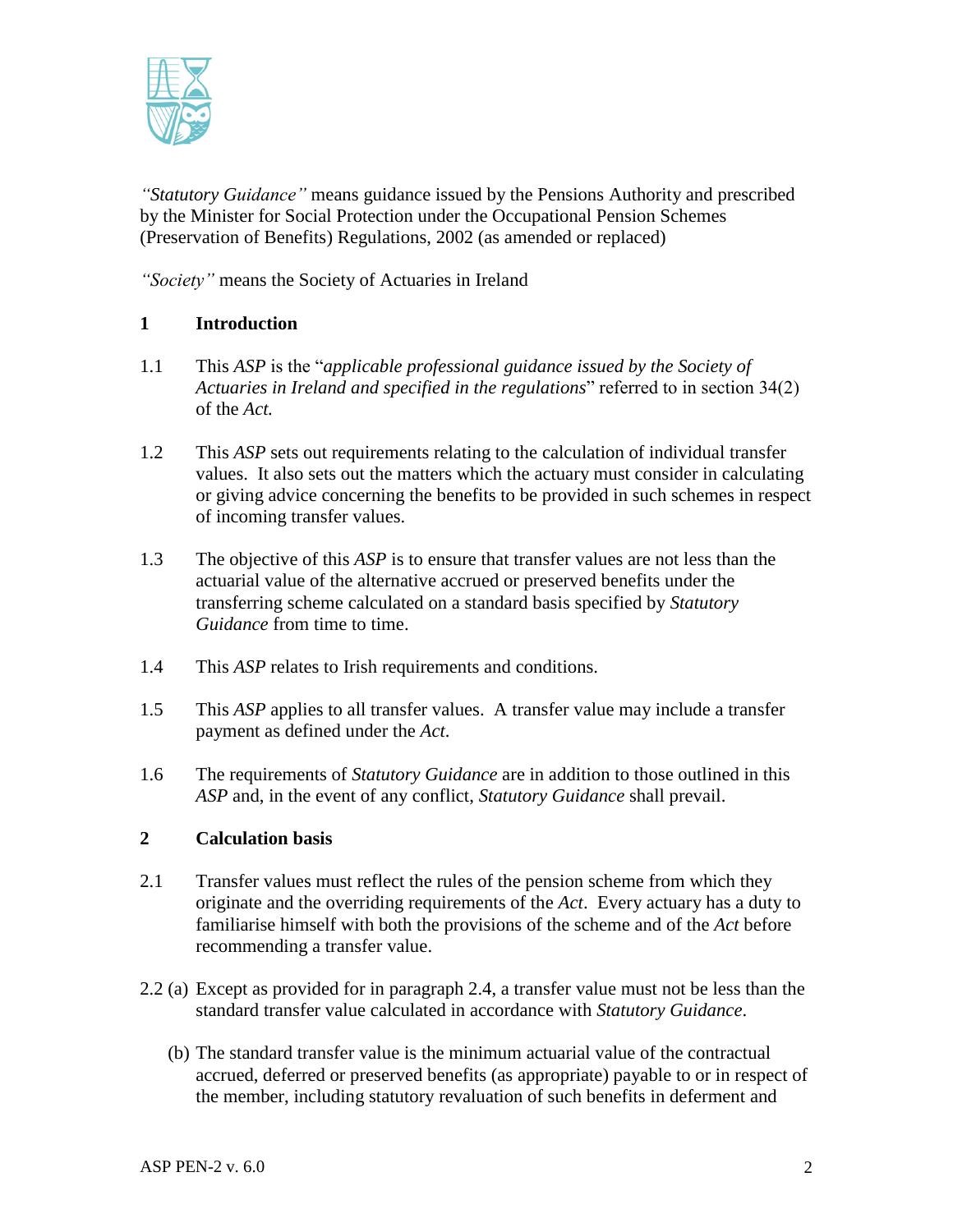*"Statutory Guidance"* means guidance issued by the Pensions Authority and prescribed by the Minister for Social Protection under the Occupational Pension Schemes (Preservation of Benefits) Regulations, 2002 (as amended or replaced)

*"Society"* means the Society of Actuaries in Ireland

## 1 Introduction

1.1 This *ASP* is the "*applicable professional guidance issued by the Society of Actuaries in Ireland and specified in the regulations*" referred to in section 34(2) of the *Act.*

1.2 This *ASP* sets out requirements relating to the calculation of individual transfer values. It also sets out the matters which the actuary must consider in calculating or giving advice concerning the benefits to be provided in such schemes in respect of incoming transfer values.

1.3 The objective of this *ASP* is to ensure that transfer values are not less than the actuarial value of the alternative accrued or preserved benefits under the transferring scheme calculated on a standard basis specified by *Statutory Guidance* from time to time.

1.4 This *ASP* relates to Irish requirements and conditions.

1.5 This *ASP* applies to all transfer values. A transfer value may include a transfer payment as defined under the *Act*.

1.6 The requirements of *Statutory Guidance* are in addition to those outlined in this *ASP* and, in the event of any conflict, *Statutory Guidance* shall prevail.

## 2 Calculation basis

2.1 Transfer values must reflect the rules of the pension scheme from which they originate and the overriding requirements of the *Act*. Every actuary has a duty to familiarise himself with both the provisions of the scheme and of the *Act* before recommending a transfer value.

2.2 (a) Except as provided for in paragraph 2.4, a transfer value must not be less than the standard transfer value calculated in accordance with *Statutory Guidance*.

(b) The standard transfer value is the minimum actuarial value of the contractual accrued, deferred or preserved benefits (as appropriate) payable to or in respect of the member, including statutory revaluation of such benefits in deferment and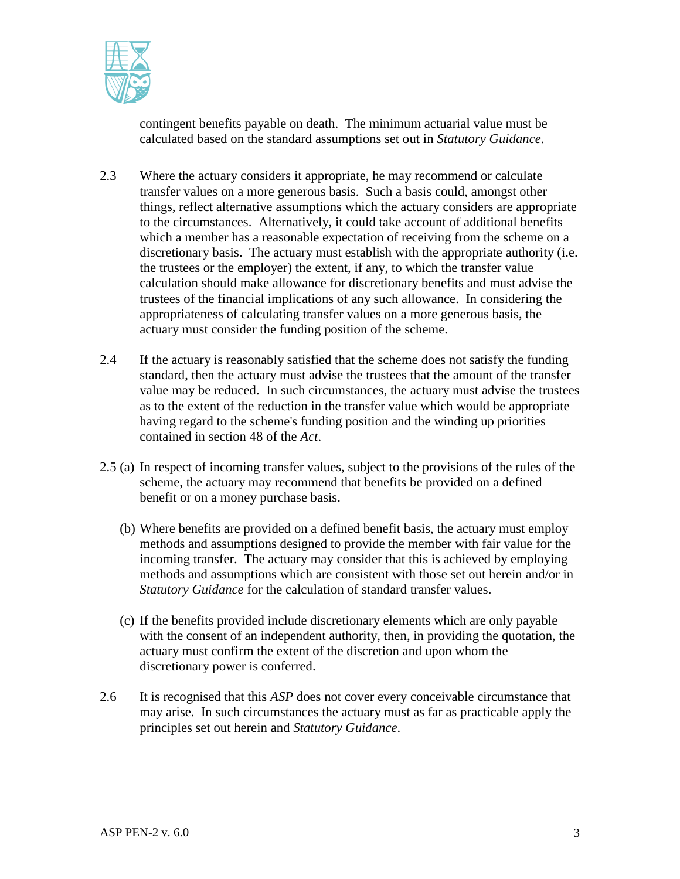contingent benefits payable on death. The minimum actuarial value must be calculated based on the standard assumptions set out in *Statutory Guidance*.

2.3 Where the actuary considers it appropriate, he may recommend or calculate transfer values on a more generous basis. Such a basis could, amongst other things, reflect alternative assumptions which the actuary considers are appropriate to the circumstances. Alternatively, it could take account of additional benefits which a member has a reasonable expectation of receiving from the scheme on a discretionary basis. The actuary must establish with the appropriate authority (i.e. the trustees or the employer) the extent, if any, to which the transfer value calculation should make allowance for discretionary benefits and must advise the trustees of the financial implications of any such allowance. In considering the appropriateness of calculating transfer values on a more generous basis, the actuary must consider the funding position of the scheme.

2.4 If the actuary is reasonably satisfied that the scheme does not satisfy the funding standard, then the actuary must advise the trustees that the amount of the transfer value may be reduced. In such circumstances, the actuary must advise the trustees as to the extent of the reduction in the transfer value which would be appropriate having regard to the scheme's funding position and the winding up priorities contained in section 48 of the *Act*.

2.5 (a) In respect of incoming transfer values, subject to the provisions of the rules of the scheme, the actuary may recommend that benefits be provided on a defined benefit or on a money purchase basis.

(b) Where benefits are provided on a defined benefit basis, the actuary must employ methods and assumptions designed to provide the member with fair value for the incoming transfer. The actuary may consider that this is achieved by employing methods and assumptions which are consistent with those set out herein and/or in *Statutory Guidance* for the calculation of standard transfer values.

(c) If the benefits provided include discretionary elements which are only payable with the consent of an independent authority, then, in providing the quotation, the actuary must confirm the extent of the discretion and upon whom the discretionary power is conferred.

2.6 It is recognised that this *ASP* does not cover every conceivable circumstance that may arise. In such circumstances the actuary must as far as practicable apply the principles set out herein and *Statutory Guidance*.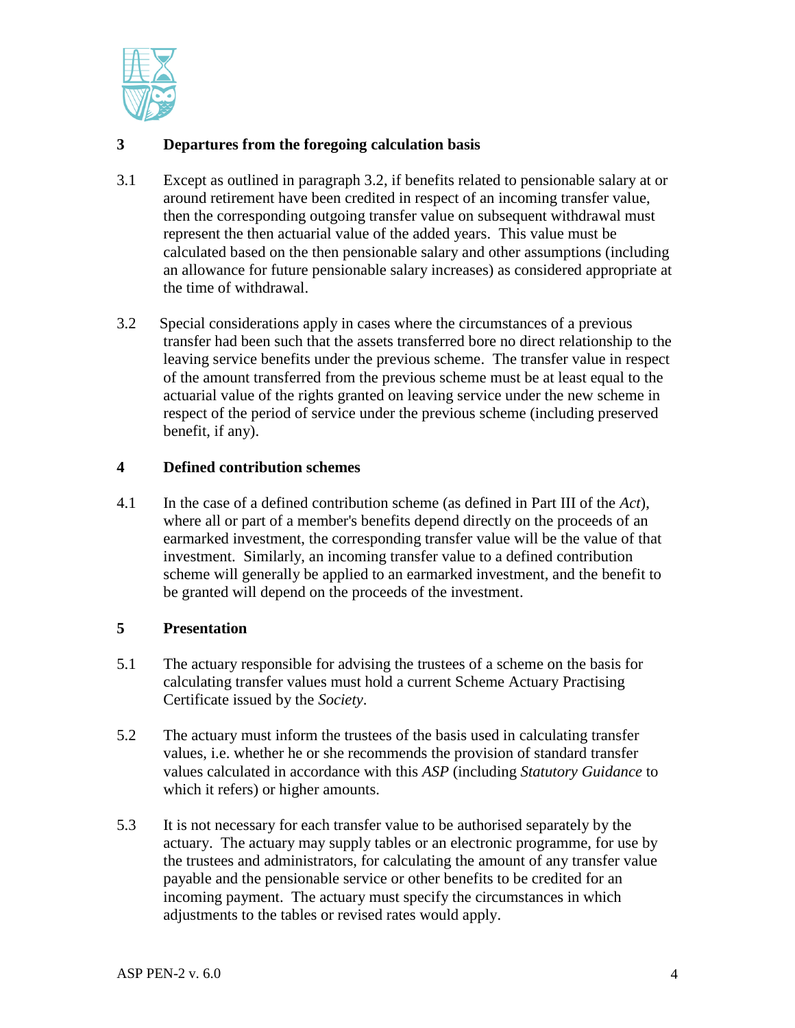## 3 Departures from the foregoing calculation basis

3.1 Except as outlined in paragraph 3.2, if benefits related to pensionable salary at or around retirement have been credited in respect of an incoming transfer value, then the corresponding outgoing transfer value on subsequent withdrawal must represent the then actuarial value of the added years. This value must be calculated based on the then pensionable salary and other assumptions (including an allowance for future pensionable salary increases) as considered appropriate at the time of withdrawal.

3.2 Special considerations apply in cases where the circumstances of a previous transfer had been such that the assets transferred bore no direct relationship to the leaving service benefits under the previous scheme. The transfer value in respect of the amount transferred from the previous scheme must be at least equal to the actuarial value of the rights granted on leaving service under the new scheme in respect of the period of service under the previous scheme (including preserved benefit, if any).

## 4 Defined contribution schemes

4.1 In the case of a defined contribution scheme (as defined in Part III of the *Act*), where all or part of a member's benefits depend directly on the proceeds of an earmarked investment, the corresponding transfer value will be the value of that investment. Similarly, an incoming transfer value to a defined contribution scheme will generally be applied to an earmarked investment, and the benefit to be granted will depend on the proceeds of the investment.

## 5 Presentation

5.1 The actuary responsible for advising the trustees of a scheme on the basis for calculating transfer values must hold a current Scheme Actuary Practising Certificate issued by the *Society*.

5.2 The actuary must inform the trustees of the basis used in calculating transfer values, i.e. whether he or she recommends the provision of standard transfer values calculated in accordance with this *ASP* (including *Statutory Guidance* to which it refers) or higher amounts.

5.3 It is not necessary for each transfer value to be authorised separately by the actuary. The actuary may supply tables or an electronic programme, for use by the trustees and administrators, for calculating the amount of any transfer value payable and the pensionable service or other benefits to be credited for an incoming payment. The actuary must specify the circumstances in which adjustments to the tables or revised rates would apply.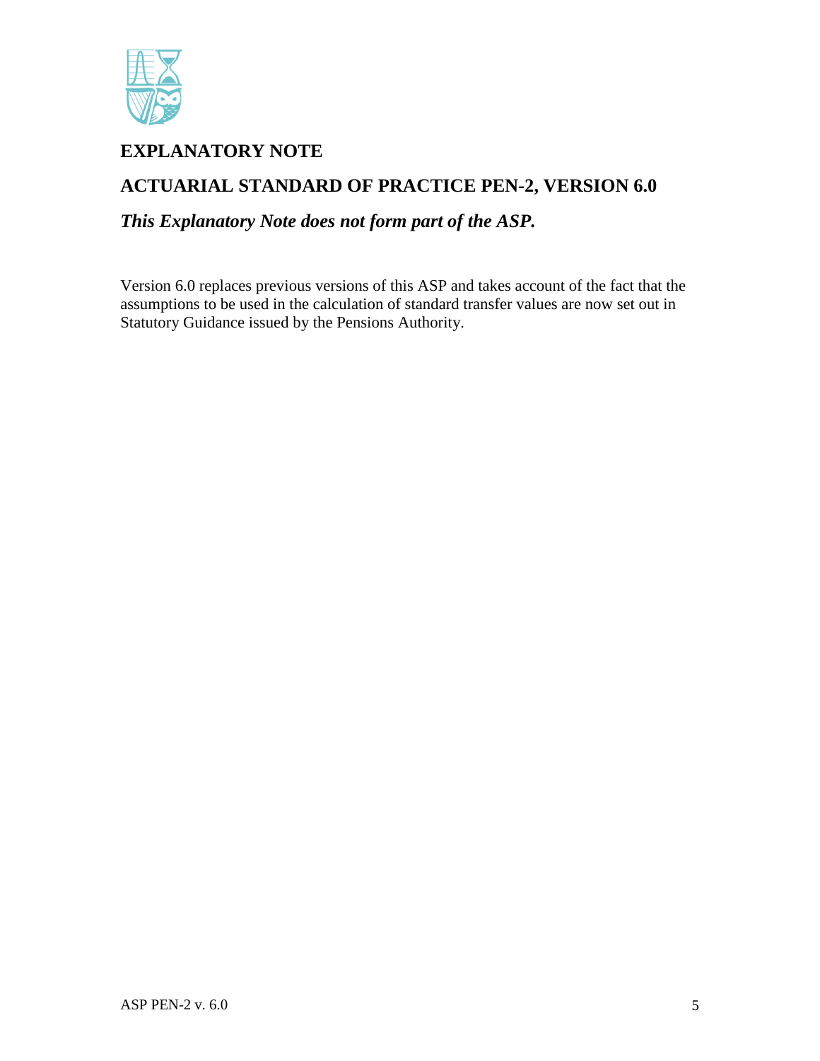# EXPLANATORY NOTE

## ACTUARIAL STANDARD OF PRACTICE PEN-2, VERSION 6.0

***This Explanatory Note does not form part of the ASP.***

Version 6.0 replaces previous versions of this ASP and takes account of the fact that the assumptions to be used in the calculation of standard transfer values are now set out in Statutory Guidance issued by the Pensions Authority.